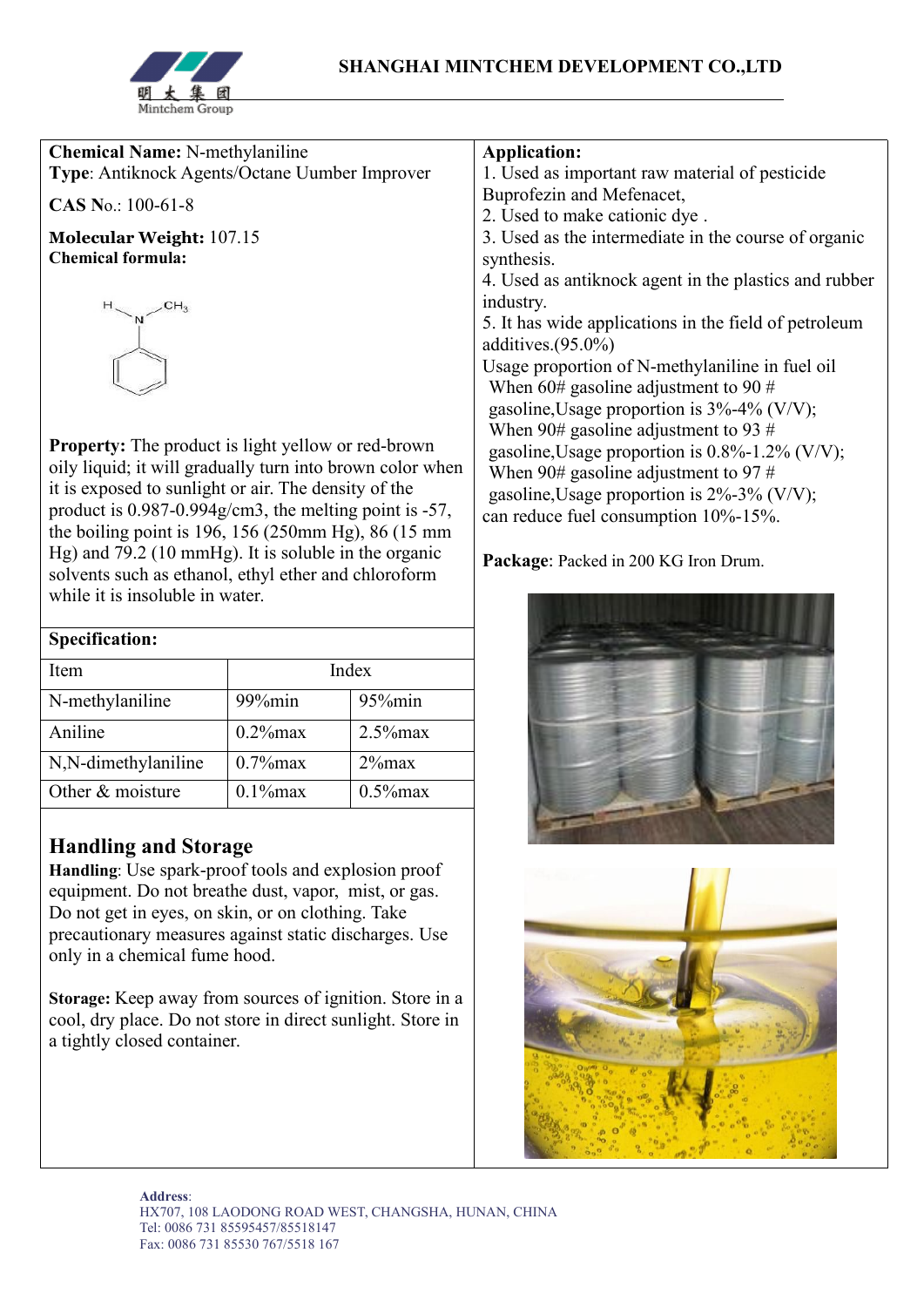**Chemical Name:** N-methylaniline
**Type**: Antiknock Agents/Octane Uumber Improver

**CAS No**.: 100-61-8

**Molecular Weight:** 107.15
**Chemical formula:**

**Property:** The product is light yellow or red-brown oily liquid; it will gradually turn into brown color when it is exposed to sunlight or air. The density of the product is 0.987-0.994g/cm3, the melting point is -57, the boiling point is 196, 156 (250mm Hg), 86 (15 mm Hg) and 79.2 (10 mmHg). It is soluble in the organic solvents such as ethanol, ethyl ether and chloroform while it is insoluble in water.

**Specification:**

| Item | Index | |
|---|---|---|
| N-methylaniline | 99%min | 95%min |
| Aniline | 0.2%max | 2.5%max |
| N,N-dimethylaniline | 0.7%max | 2%max |
| Other & moisture | 0.1%max | 0.5%max |

## Handling and Storage

**Handling**: Use spark-proof tools and explosion proof equipment. Do not breathe dust, vapor, mist, or gas. Do not get in eyes, on skin, or on clothing. Take precautionary measures against static discharges. Use only in a chemical fume hood.

**Storage:** Keep away from sources of ignition. Store in a cool, dry place. Do not store in direct sunlight. Store in a tightly closed container.

**Application:**

1. Used as important raw material of pesticide Buprofezin and Mefenacet,
2. Used to make cationic dye .
3. Used as the intermediate in the course of organic synthesis.
4. Used as antiknock agent in the plastics and rubber industry.
5. It has wide applications in the field of petroleum additives.(95.0%)

Usage proportion of N-methylaniline in fuel oil
When 60# gasoline adjustment to 90 # gasoline,Usage proportion is 3%-4% (V/V);
When 90# gasoline adjustment to 93 # gasoline,Usage proportion is 0.8%-1.2% (V/V);
When 90# gasoline adjustment to 97 # gasoline,Usage proportion is 2%-3% (V/V);
can reduce fuel consumption 10%-15%.

**Package**: Packed in 200 KG Iron Drum.

**Address**:
HX707, 108 LAODONG ROAD WEST, CHANGSHA, HUNAN, CHINA
Tel: 0086 731 85595457/85518147
Fax: 0086 731 85530 767/5518 167